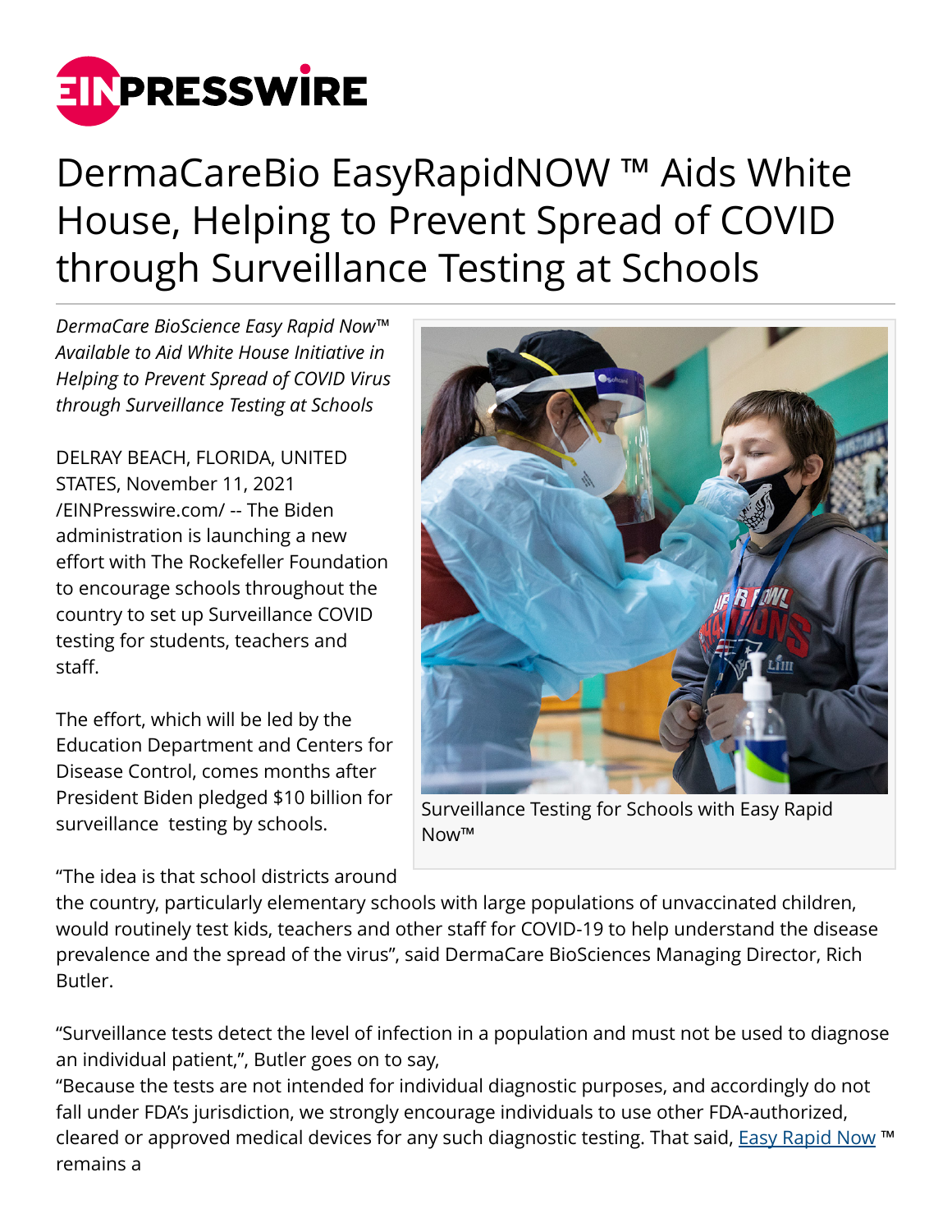# DermaCareBio EasyRapidNOW ™ Aids White House, Helping to Prevent Spread of COVID through Surveillance Testing at Schools

*DermaCare BioScience Easy Rapid Now™ Available to Aid White House Initiative in Helping to Prevent Spread of COVID Virus through Surveillance Testing at Schools*

DELRAY BEACH, FLORIDA, UNITED STATES, November 11, 2021 /EINPresswire.com/ -- The Biden administration is launching a new effort with The Rockefeller Foundation to encourage schools throughout the country to set up Surveillance COVID testing for students, teachers and staff.

The effort, which will be led by the Education Department and Centers for Disease Control, comes months after President Biden pledged $10 billion for surveillance testing by schools.

Surveillance Testing for Schools with Easy Rapid Now™

"The idea is that school districts around the country, particularly elementary schools with large populations of unvaccinated children, would routinely test kids, teachers and other staff for COVID-19 to help understand the disease prevalence and the spread of the virus", said DermaCare BioSciences Managing Director, Rich Butler.

"Surveillance tests detect the level of infection in a population and must not be used to diagnose an individual patient,", Butler goes on to say,
"Because the tests are not intended for individual diagnostic purposes, and accordingly do not fall under FDA's jurisdiction, we strongly encourage individuals to use other FDA-authorized, cleared or approved medical devices for any such diagnostic testing. That said, Easy Rapid Now ™ remains a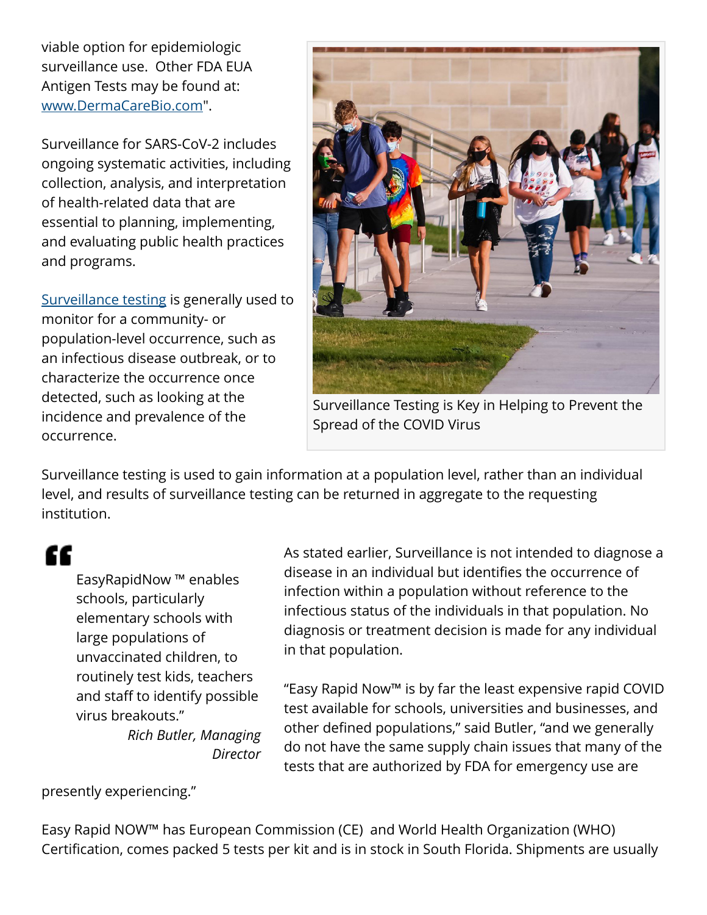viable option for epidemiologic surveillance use. Other FDA EUA Antigen Tests may be found at: [www.DermaCareBio.com](www.DermaCareBio.com)".

Surveillance for SARS-CoV-2 includes ongoing systematic activities, including collection, analysis, and interpretation of health-related data that are essential to planning, implementing, and evaluating public health practices and programs.

[Surveillance testing]() is generally used to monitor for a community- or population-level occurrence, such as an infectious disease outbreak, or to characterize the occurrence once detected, such as looking at the incidence and prevalence of the occurrence.

Surveillance Testing is Key in Helping to Prevent the Spread of the COVID Virus

Surveillance testing is used to gain information at a population level, rather than an individual level, and results of surveillance testing can be returned in aggregate to the requesting institution.

> EasyRapidNow ™ enables schools, particularly elementary schools with large populations of unvaccinated children, to routinely test kids, teachers and staff to identify possible virus breakouts."
>
> *Rich Butler, Managing Director*

As stated earlier, Surveillance is not intended to diagnose a disease in an individual but identifies the occurrence of infection within a population without reference to the infectious status of the individuals in that population. No diagnosis or treatment decision is made for any individual in that population.

"Easy Rapid Now™ is by far the least expensive rapid COVID test available for schools, universities and businesses, and other defined populations," said Butler, "and we generally do not have the same supply chain issues that many of the tests that are authorized by FDA for emergency use are presently experiencing."

Easy Rapid NOW™ has European Commission (CE) and World Health Organization (WHO) Certification, comes packed 5 tests per kit and is in stock in South Florida. Shipments are usually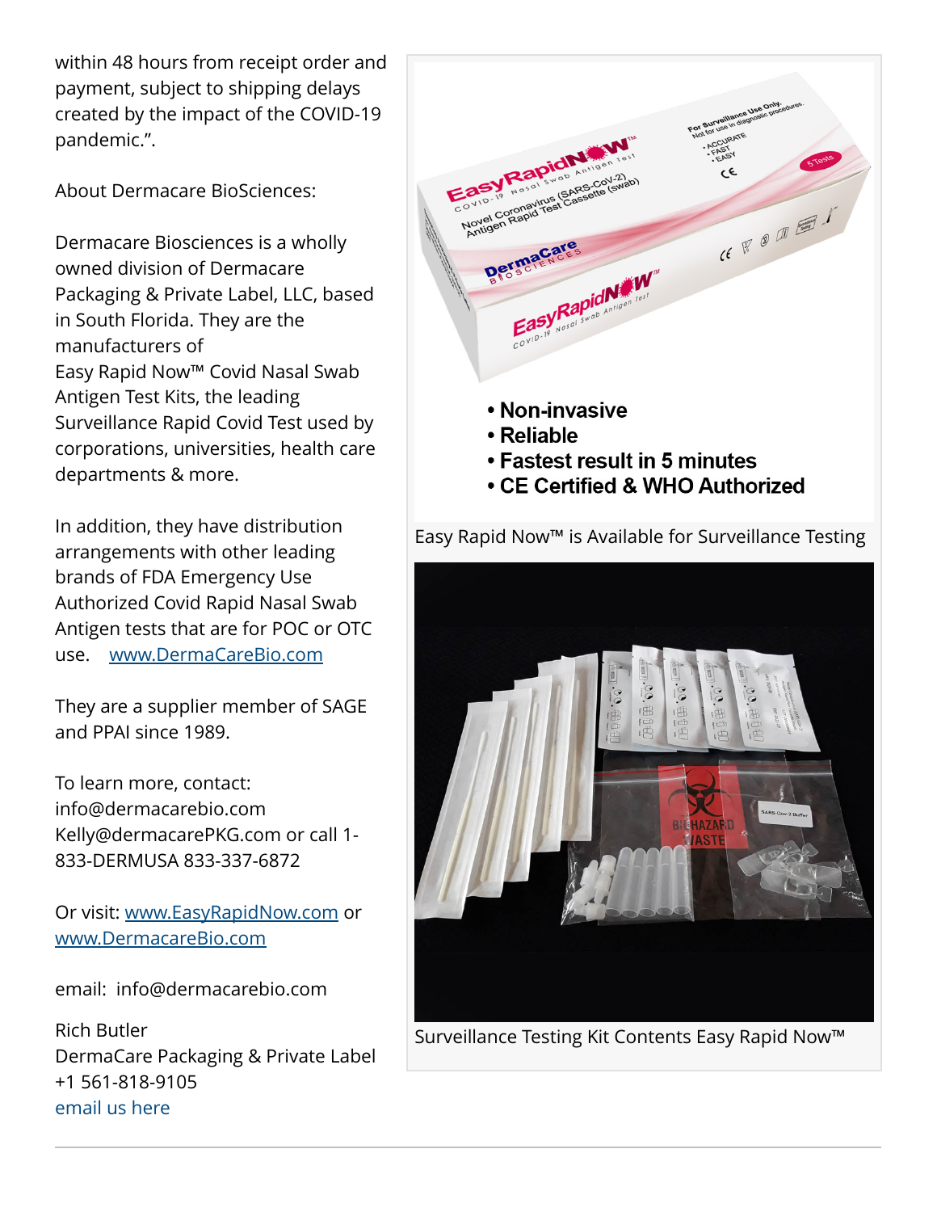within 48 hours from receipt order and payment, subject to shipping delays created by the impact of the COVID-19 pandemic.".

About Dermacare BioSciences:

Dermacare Biosciences is a wholly owned division of Dermacare Packaging & Private Label, LLC, based in South Florida. They are the manufacturers of Easy Rapid Now™ Covid Nasal Swab Antigen Test Kits, the leading Surveillance Rapid Covid Test used by corporations, universities, health care departments & more.

In addition, they have distribution arrangements with other leading brands of FDA Emergency Use Authorized Covid Rapid Nasal Swab Antigen tests that are for POC or OTC use. [www.DermaCareBio.com](www.DermaCareBio.com)

They are a supplier member of SAGE and PPAI since 1989.

To learn more, contact:
info@dermacarebio.com
Kelly@dermacarePKG.com or call 1-833-DERMUSA 833-337-6872

Or visit: [www.EasyRapidNow.com](www.EasyRapidNow.com) or [www.DermacareBio.com](www.DermacareBio.com)

email: info@dermacarebio.com

Rich Butler
DermaCare Packaging & Private Label
+1 561-818-9105
email us here

- Non-invasive
- Reliable
- Fastest result in 5 minutes
- CE Certified & WHO Authorized

Easy Rapid Now™ is Available for Surveillance Testing

Surveillance Testing Kit Contents Easy Rapid Now™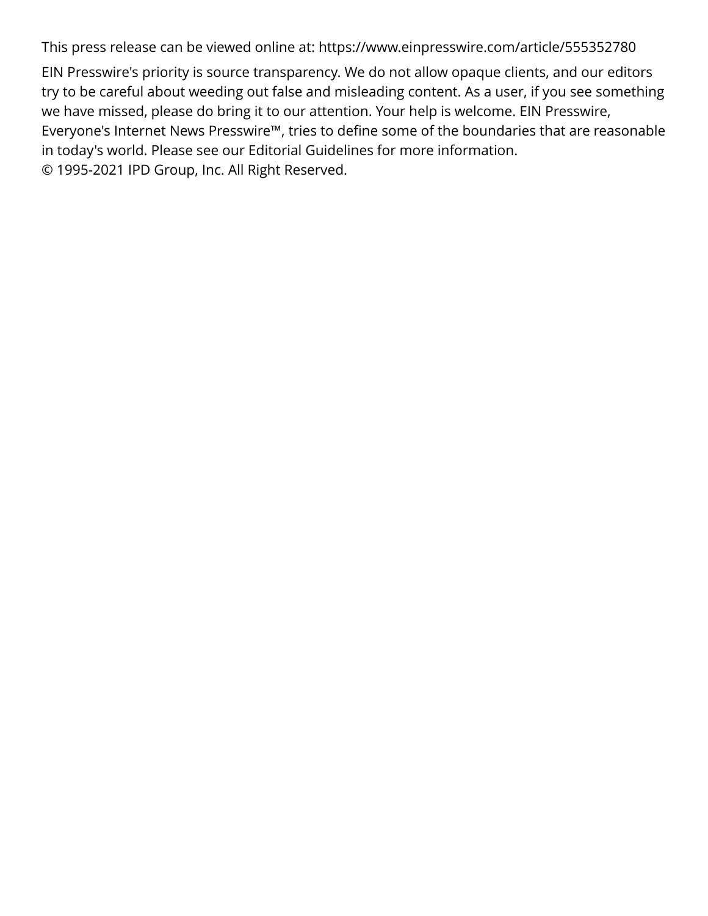This press release can be viewed online at: https://www.einpresswire.com/article/555352780

EIN Presswire's priority is source transparency. We do not allow opaque clients, and our editors try to be careful about weeding out false and misleading content. As a user, if you see something we have missed, please do bring it to our attention. Your help is welcome. EIN Presswire, Everyone's Internet News Presswire™, tries to define some of the boundaries that are reasonable in today's world. Please see our Editorial Guidelines for more information.
© 1995-2021 IPD Group, Inc. All Right Reserved.